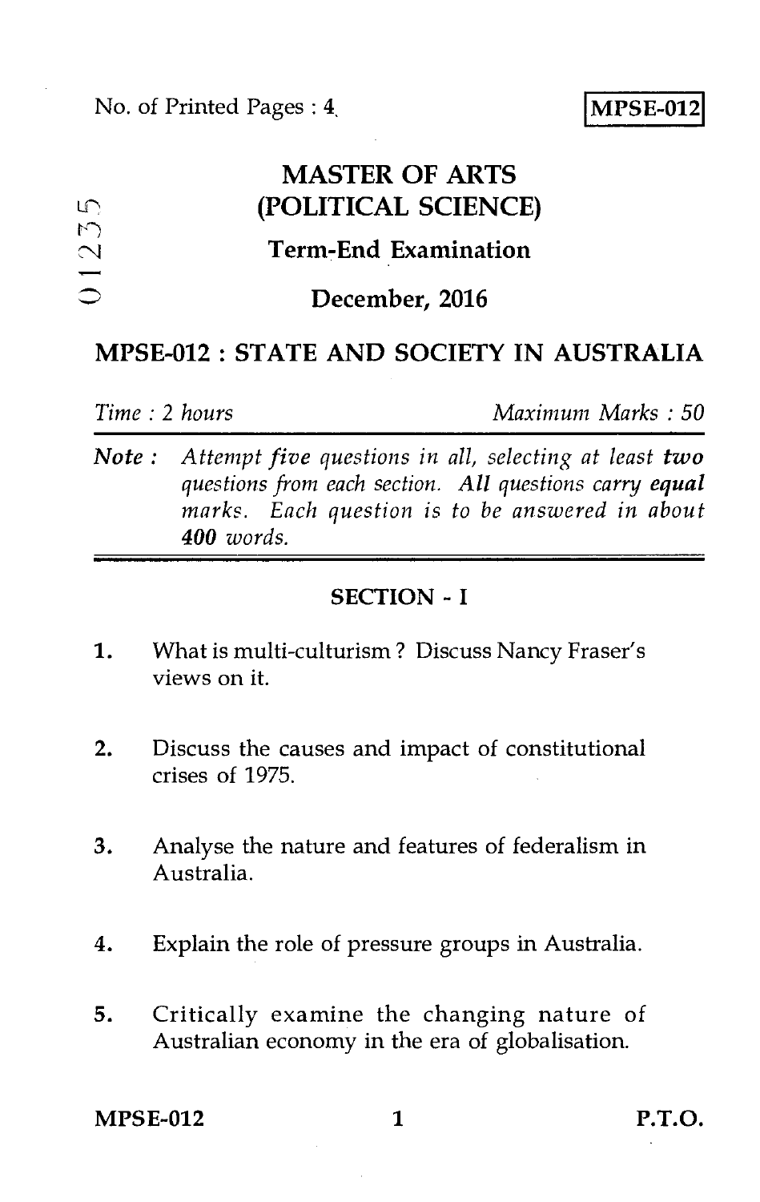No. of Printed Pages : 4

**MPSE-012**

01235

# MASTER OF ARTS (POLITICAL SCIENCE)

## Term-End Examination

## December, 2016

## MPSE-012 : STATE AND SOCIETY IN AUSTRALIA

*Time : 2 hours* *Maximum Marks : 50*

***Note :*** *Attempt five questions in all, selecting at least **two** questions from each section. All questions carry **equal** marks. Each question is to be answered in about **400** words.*

### SECTION - I

1. What is multi-culturism ? Discuss Nancy Fraser's views on it.

2. Discuss the causes and impact of constitutional crises of 1975.

3. Analyse the nature and features of federalism in Australia.

4. Explain the role of pressure groups in Australia.

5. Critically examine the changing nature of Australian economy in the era of globalisation.

MPSE-012 P.T.O.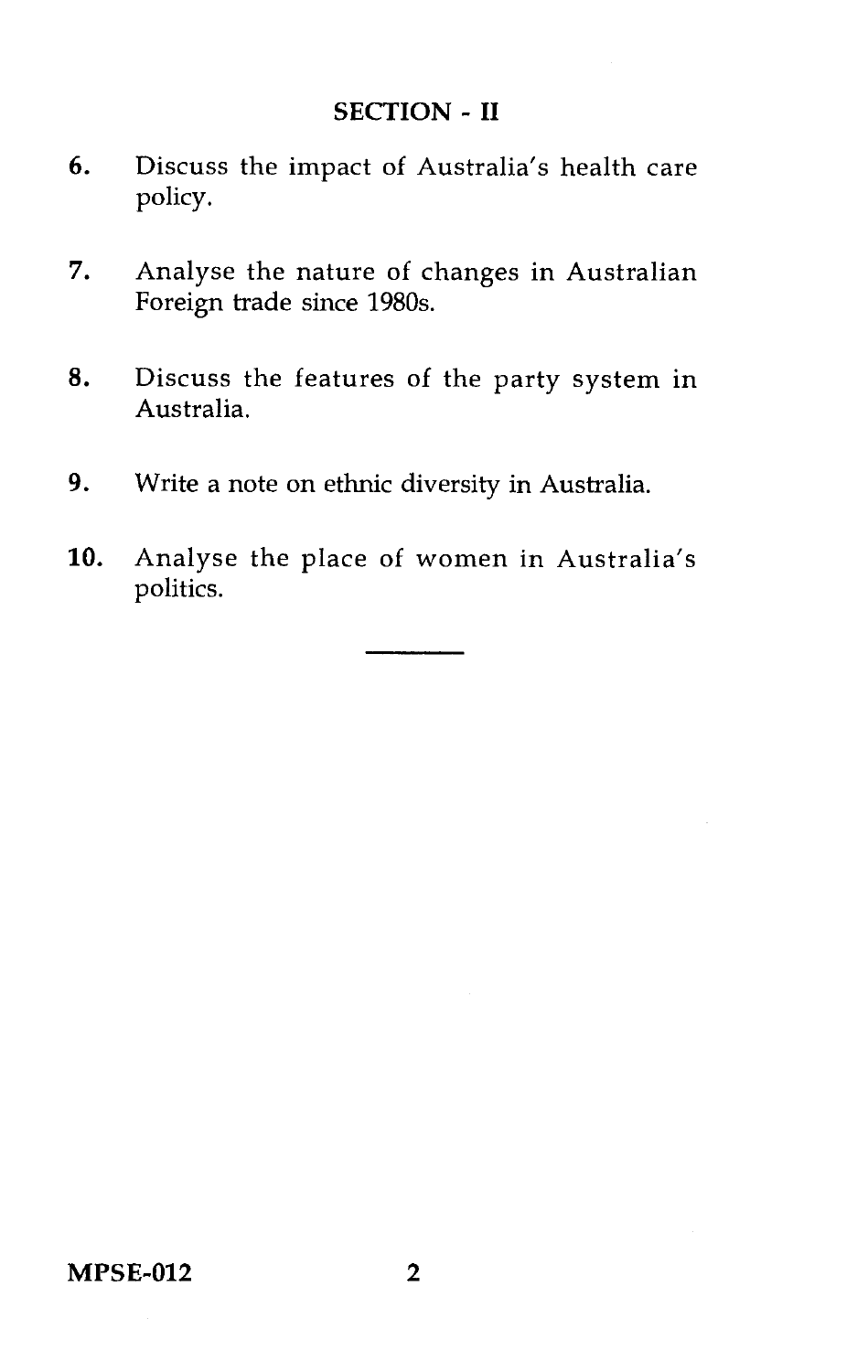## SECTION - II

6. Discuss the impact of Australia's health care policy.

7. Analyse the nature of changes in Australian Foreign trade since 1980s.

8. Discuss the features of the party system in Australia.

9. Write a note on ethnic diversity in Australia.

10. Analyse the place of women in Australia's politics.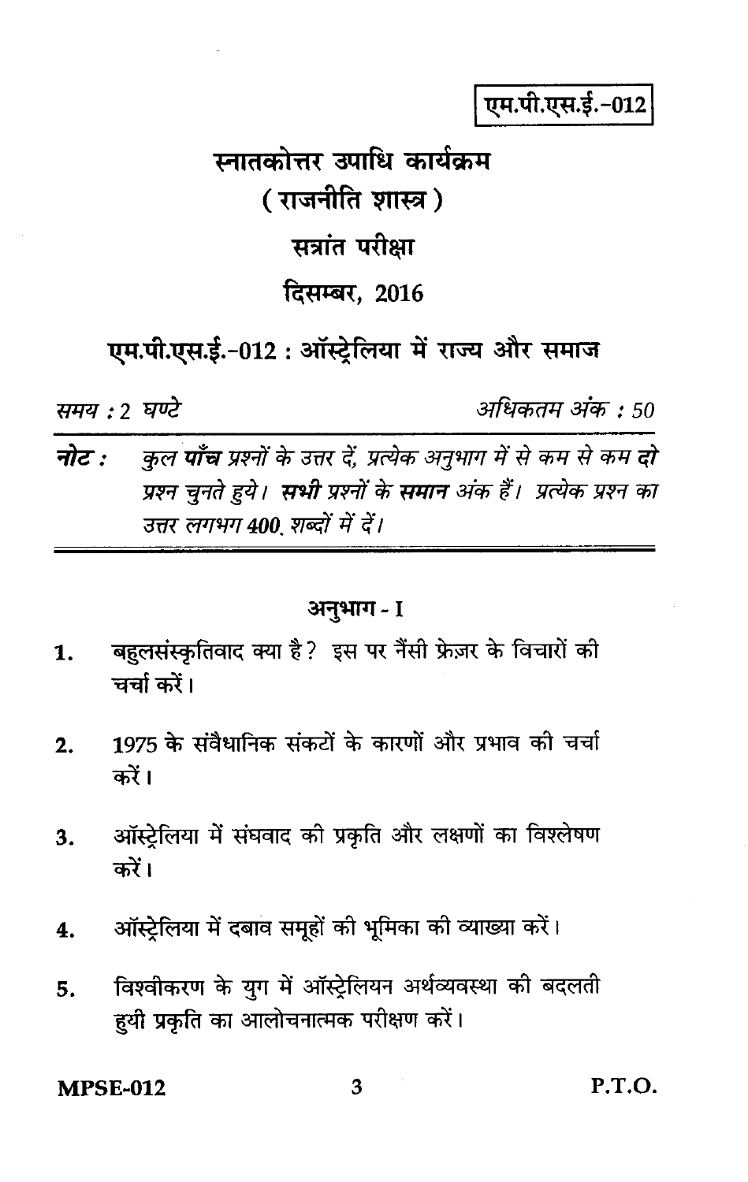एम.पी.एस.ई.-012

# स्नातकोत्तर उपाधि कार्यक्रम
## ( राजनीति शास्त्र )
## सत्रांत परीक्षा
## दिसम्बर, 2016

## एम.पी.एस.ई.-012 : ऑस्ट्रेलिया में राज्य और समाज

*समय : 2 घण्टे* &nbsp;&nbsp;&nbsp;&nbsp;&nbsp;&nbsp;&nbsp;&nbsp; *अधिकतम अंक : 50*

**नोट :** *कुल **पाँच** प्रश्नों के उत्तर दें, प्रत्येक अनुभाग में से कम से कम **दो** प्रश्न चुनते हुये। **सभी** प्रश्नों के **समान** अंक हैं। प्रत्येक प्रश्न का उत्तर लगभग 400 शब्दों में दें।*

### अनुभाग - I

1. बहुलसंस्कृतिवाद क्या है? इस पर नैंसी फ्रेज़र के विचारों की चर्चा करें।

2. 1975 के संवैधानिक संकटों के कारणों और प्रभाव की चर्चा करें।

3. ऑस्ट्रेलिया में संघवाद की प्रकृति और लक्षणों का विश्लेषण करें।

4. ऑस्ट्रेलिया में दबाव समूहों की भूमिका की व्याख्या करें।

5. विश्वीकरण के युग में ऑस्ट्रेलियन अर्थव्यवस्था की बदलती हुयी प्रकृति का आलोचनात्मक परीक्षण करें।

P.T.O.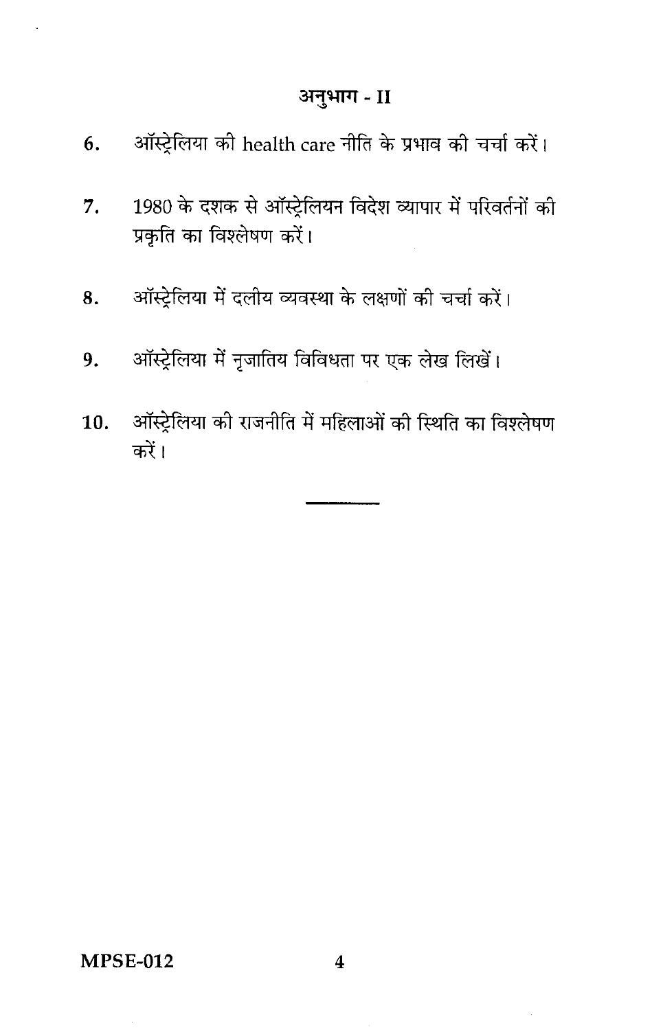## अनुभाग - II

6. ऑस्ट्रेलिया की health care नीति के प्रभाव की चर्चा करें।

7. 1980 के दशक से ऑस्ट्रेलियन विदेश व्यापार में परिवर्तनों की प्रकृति का विश्लेषण करें।

8. ऑस्ट्रेलिया में दलीय व्यवस्था के लक्षणों की चर्चा करें।

9. ऑस्ट्रेलिया में नृजातिय विविधता पर एक लेख लिखें।

10. ऑस्ट्रेलिया की राजनीति में महिलाओं की स्थिति का विश्लेषण करें।

---